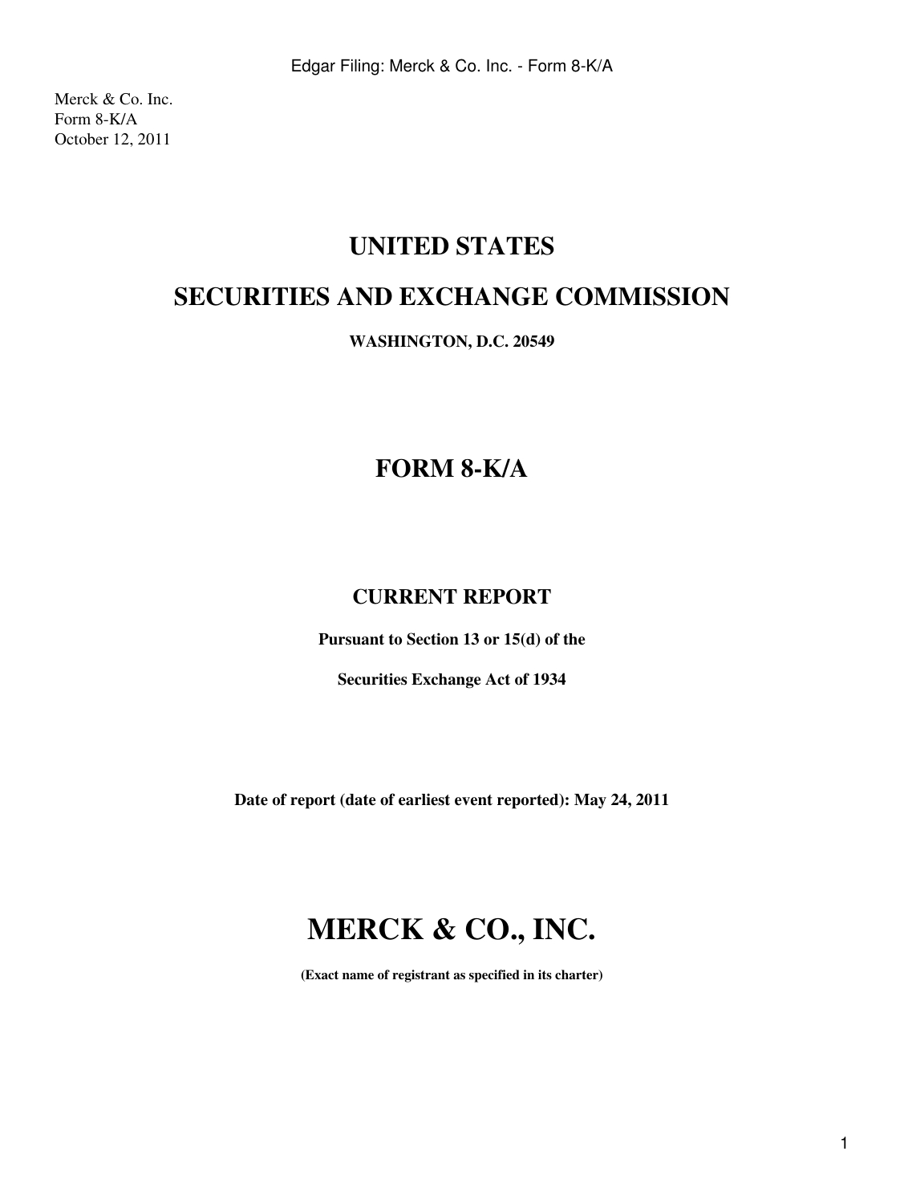Merck & Co. Inc.
Form 8-K/A
October 12, 2011

# UNITED STATES

# SECURITIES AND EXCHANGE COMMISSION

**WASHINGTON, D.C. 20549**

# FORM 8-K/A

## CURRENT REPORT

**Pursuant to Section 13 or 15(d) of the**

**Securities Exchange Act of 1934**

**Date of report (date of earliest event reported): May 24, 2011**

# MERCK & CO., INC.

**(Exact name of registrant as specified in its charter)**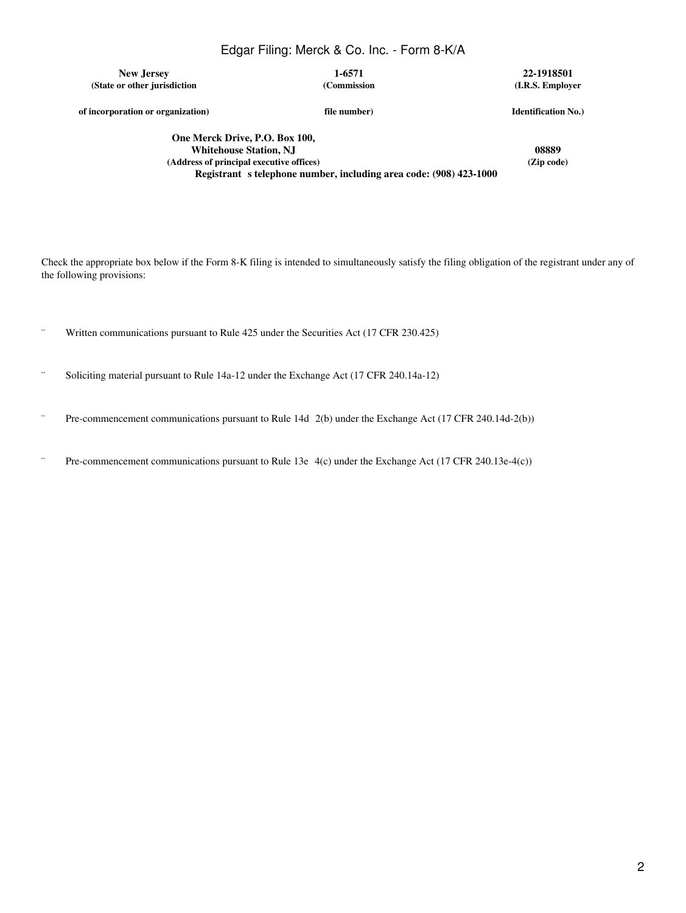| | | |
|---|---|---|
| **New Jersey** | **1-6571** | **22-1918501** |
| **(State or other jurisdiction of incorporation or organization)** | **(Commission file number)** | **(I.R.S. Employer Identification No.)** |

| | |
|---|---|
| **One Merck Drive, P.O. Box 100, Whitehouse Station, NJ** | **08889** |
| **(Address of principal executive offices)** | **(Zip code)** |

**Registrant s telephone number, including area code: (908) 423-1000**

Check the appropriate box below if the Form 8-K filing is intended to simultaneously satisfy the filing obligation of the registrant under any of the following provisions:

¨ Written communications pursuant to Rule 425 under the Securities Act (17 CFR 230.425)

¨ Soliciting material pursuant to Rule 14a-12 under the Exchange Act (17 CFR 240.14a-12)

¨ Pre-commencement communications pursuant to Rule 14d 2(b) under the Exchange Act (17 CFR 240.14d-2(b))

¨ Pre-commencement communications pursuant to Rule 13e 4(c) under the Exchange Act (17 CFR 240.13e-4(c))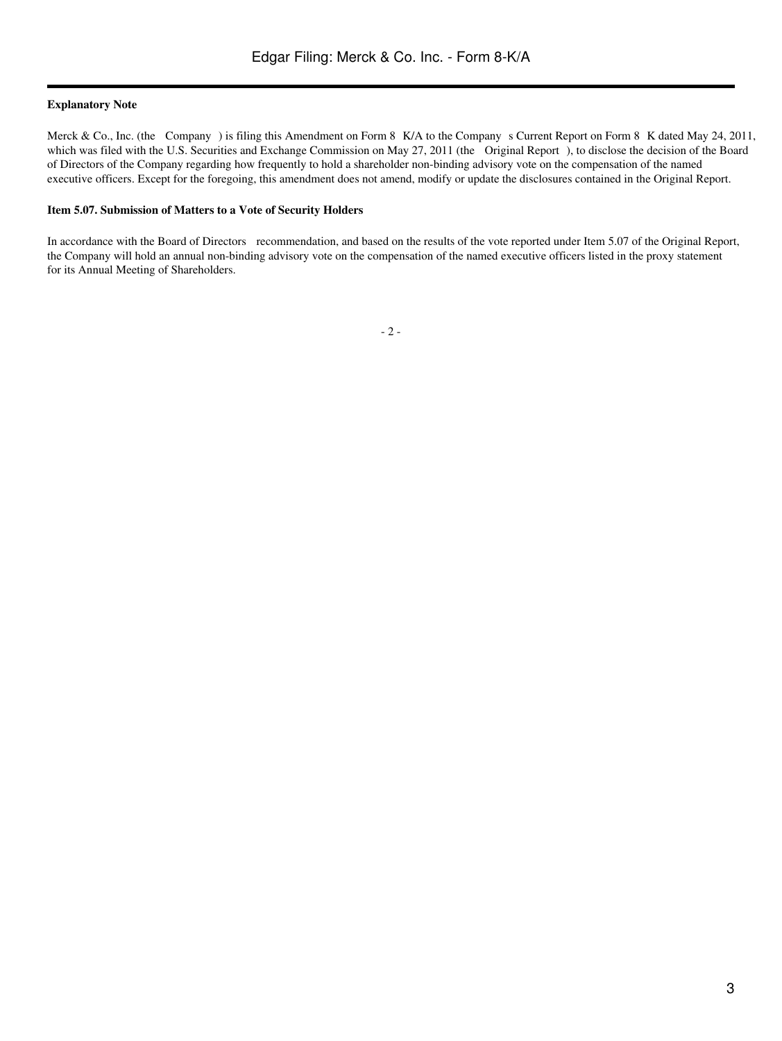**Explanatory Note**

Merck & Co., Inc. (the Company ) is filing this Amendment on Form 8 K/A to the Company s Current Report on Form 8 K dated May 24, 2011, which was filed with the U.S. Securities and Exchange Commission on May 27, 2011 (the Original Report ), to disclose the decision of the Board of Directors of the Company regarding how frequently to hold a shareholder non-binding advisory vote on the compensation of the named executive officers. Except for the foregoing, this amendment does not amend, modify or update the disclosures contained in the Original Report.

**Item 5.07. Submission of Matters to a Vote of Security Holders**

In accordance with the Board of Directors recommendation, and based on the results of the vote reported under Item 5.07 of the Original Report, the Company will hold an annual non-binding advisory vote on the compensation of the named executive officers listed in the proxy statement for its Annual Meeting of Shareholders.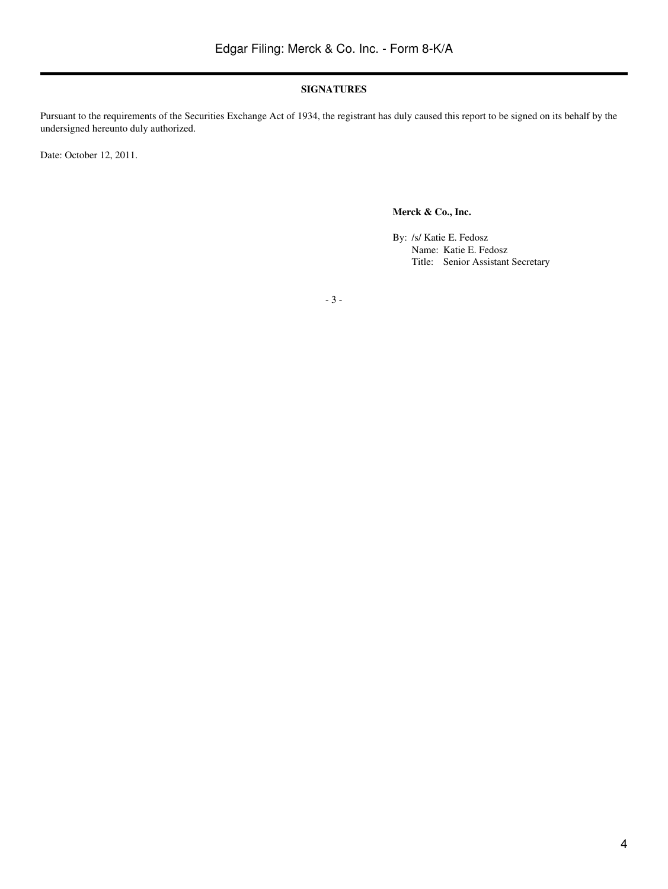**SIGNATURES**

Pursuant to the requirements of the Securities Exchange Act of 1934, the registrant has duly caused this report to be signed on its behalf by the undersigned hereunto duly authorized.

Date: October 12, 2011.

**Merck & Co., Inc.**

By: /s/ Katie E. Fedosz
Name: Katie E. Fedosz
Title: Senior Assistant Secretary